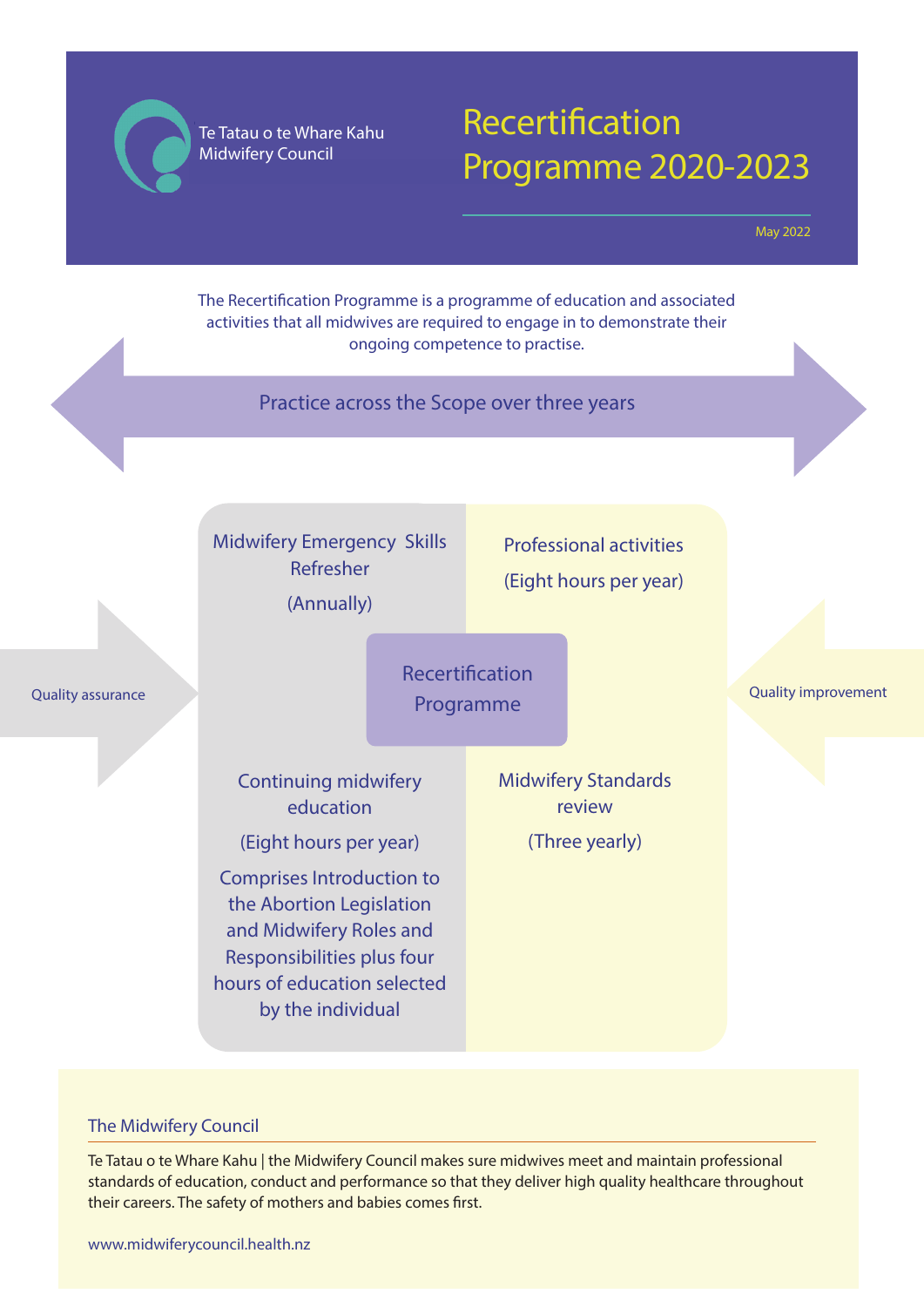Te Tatau o te Whare Kahu
Midwifery Council

# Recertification Programme 2020-2023

May 2022

The Recertification Programme is a programme of education and associated activities that all midwives are required to engage in to demonstrate their ongoing competence to practise.

Practice across the Scope over three years

Quality assurance

Quality improvement

**Recertification Programme**

Midwifery Emergency Skills Refresher

(Annually)

Professional activities

(Eight hours per year)

Continuing midwifery education

(Eight hours per year)

Comprises Introduction to the Abortion Legislation and Midwifery Roles and Responsibilities plus four hours of education selected by the individual

Midwifery Standards review

(Three yearly)

## The Midwifery Council

Te Tatau o te Whare Kahu | the Midwifery Council makes sure midwives meet and maintain professional standards of education, conduct and performance so that they deliver high quality healthcare throughout their careers. The safety of mothers and babies comes first.

www.midwiferycouncil.health.nz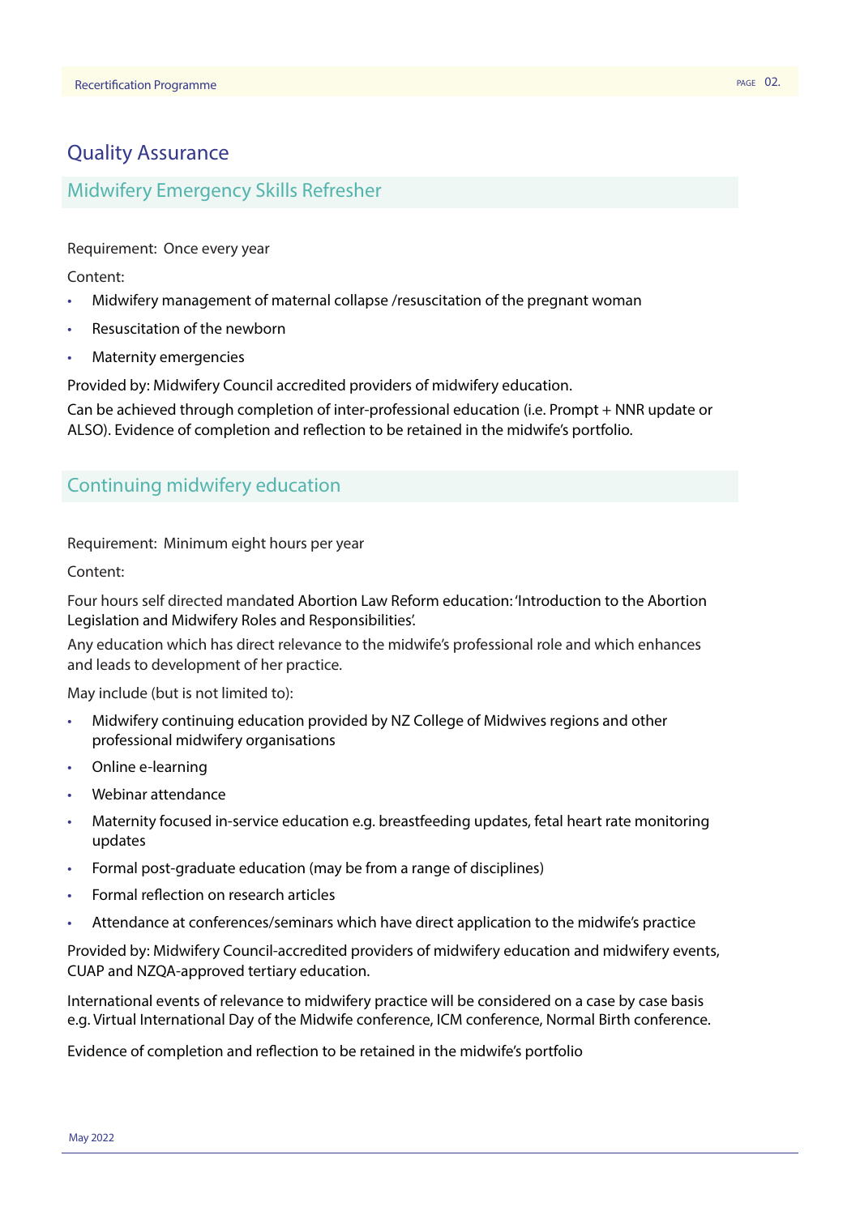## Quality Assurance

### Midwifery Emergency Skills Refresher

Requirement: Once every year

Content:

- Midwifery management of maternal collapse /resuscitation of the pregnant woman
- Resuscitation of the newborn
- Maternity emergencies

Provided by: Midwifery Council accredited providers of midwifery education.

Can be achieved through completion of inter-professional education (i.e. Prompt + NNR update or ALSO). Evidence of completion and reflection to be retained in the midwife's portfolio.

### Continuing midwifery education

Requirement: Minimum eight hours per year

Content:

Four hours self directed mandated Abortion Law Reform education: 'Introduction to the Abortion Legislation and Midwifery Roles and Responsibilities'.

Any education which has direct relevance to the midwife's professional role and which enhances and leads to development of her practice.

May include (but is not limited to):

- Midwifery continuing education provided by NZ College of Midwives regions and other professional midwifery organisations
- Online e-learning
- Webinar attendance
- Maternity focused in-service education e.g. breastfeeding updates, fetal heart rate monitoring updates
- Formal post-graduate education (may be from a range of disciplines)
- Formal reflection on research articles
- Attendance at conferences/seminars which have direct application to the midwife's practice

Provided by: Midwifery Council-accredited providers of midwifery education and midwifery events, CUAP and NZQA-approved tertiary education.

International events of relevance to midwifery practice will be considered on a case by case basis e.g. Virtual International Day of the Midwife conference, ICM conference, Normal Birth conference.

Evidence of completion and reflection to be retained in the midwife's portfolio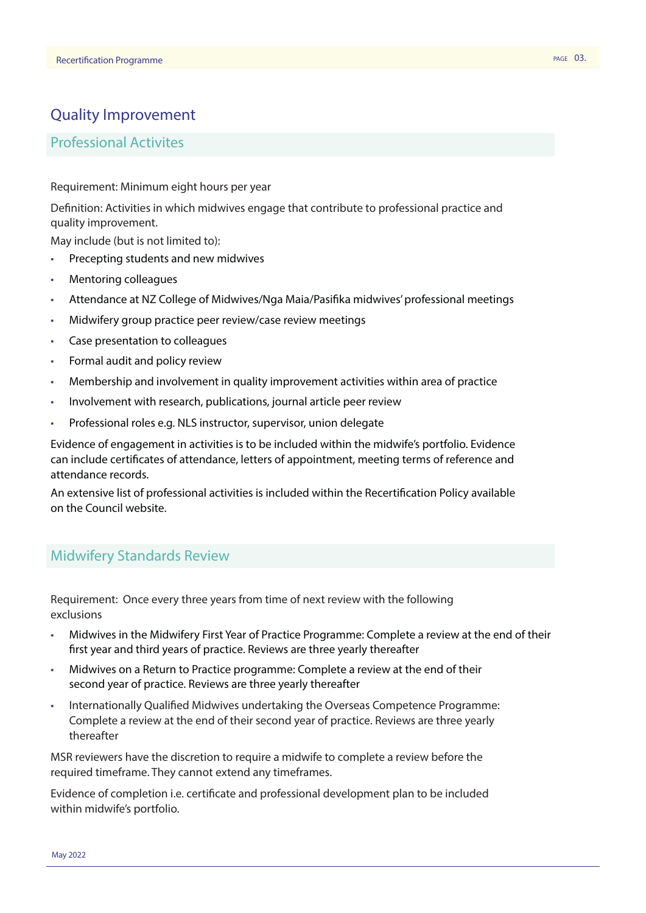# Quality Improvement

## Professional Activites

Requirement: Minimum eight hours per year

Definition: Activities in which midwives engage that contribute to professional practice and quality improvement.

May include (but is not limited to):

- Precepting students and new midwives
- Mentoring colleagues
- Attendance at NZ College of Midwives/Nga Maia/Pasifika midwives' professional meetings
- Midwifery group practice peer review/case review meetings
- Case presentation to colleagues
- Formal audit and policy review
- Membership and involvement in quality improvement activities within area of practice
- Involvement with research, publications, journal article peer review
- Professional roles e.g. NLS instructor, supervisor, union delegate

Evidence of engagement in activities is to be included within the midwife's portfolio. Evidence can include certificates of attendance, letters of appointment, meeting terms of reference and attendance records.

An extensive list of professional activities is included within the Recertification Policy available on the Council website.

## Midwifery Standards Review

Requirement: Once every three years from time of next review with the following exclusions

- Midwives in the Midwifery First Year of Practice Programme: Complete a review at the end of their first year and third years of practice. Reviews are three yearly thereafter
- Midwives on a Return to Practice programme: Complete a review at the end of their second year of practice. Reviews are three yearly thereafter
- Internationally Qualified Midwives undertaking the Overseas Competence Programme: Complete a review at the end of their second year of practice. Reviews are three yearly thereafter

MSR reviewers have the discretion to require a midwife to complete a review before the required timeframe. They cannot extend any timeframes.

Evidence of completion i.e. certificate and professional development plan to be included within midwife's portfolio.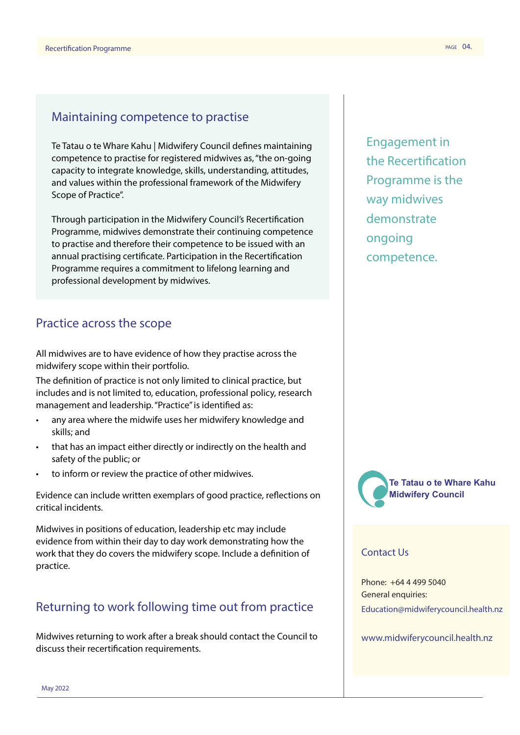## Maintaining competence to practise

Te Tatau o te Whare Kahu | Midwifery Council defines maintaining competence to practise for registered midwives as, "the on-going capacity to integrate knowledge, skills, understanding, attitudes, and values within the professional framework of the Midwifery Scope of Practice".

Through participation in the Midwifery Council's Recertification Programme, midwives demonstrate their continuing competence to practise and therefore their competence to be issued with an annual practising certificate. Participation in the Recertification Programme requires a commitment to lifelong learning and professional development by midwives.

## Practice across the scope

All midwives are to have evidence of how they practise across the midwifery scope within their portfolio.

The definition of practice is not only limited to clinical practice, but includes and is not limited to, education, professional policy, research management and leadership. "Practice" is identified as:

- any area where the midwife uses her midwifery knowledge and skills; and
- that has an impact either directly or indirectly on the health and safety of the public; or
- to inform or review the practice of other midwives.

Evidence can include written exemplars of good practice, reflections on critical incidents.

Midwives in positions of education, leadership etc may include evidence from within their day to day work demonstrating how the work that they do covers the midwifery scope. Include a definition of practice.

## Returning to work following time out from practice

Midwives returning to work after a break should contact the Council to discuss their recertification requirements.

May 2022

Engagement in the Recertification Programme is the way midwives demonstrate ongoing competence.

**Te Tatau o te Whare Kahu**
**Midwifery Council**

### Contact Us

Phone: +64 4 499 5040
General enquiries:
Education@midwiferycouncil.health.nz

www.midwiferycouncil.health.nz